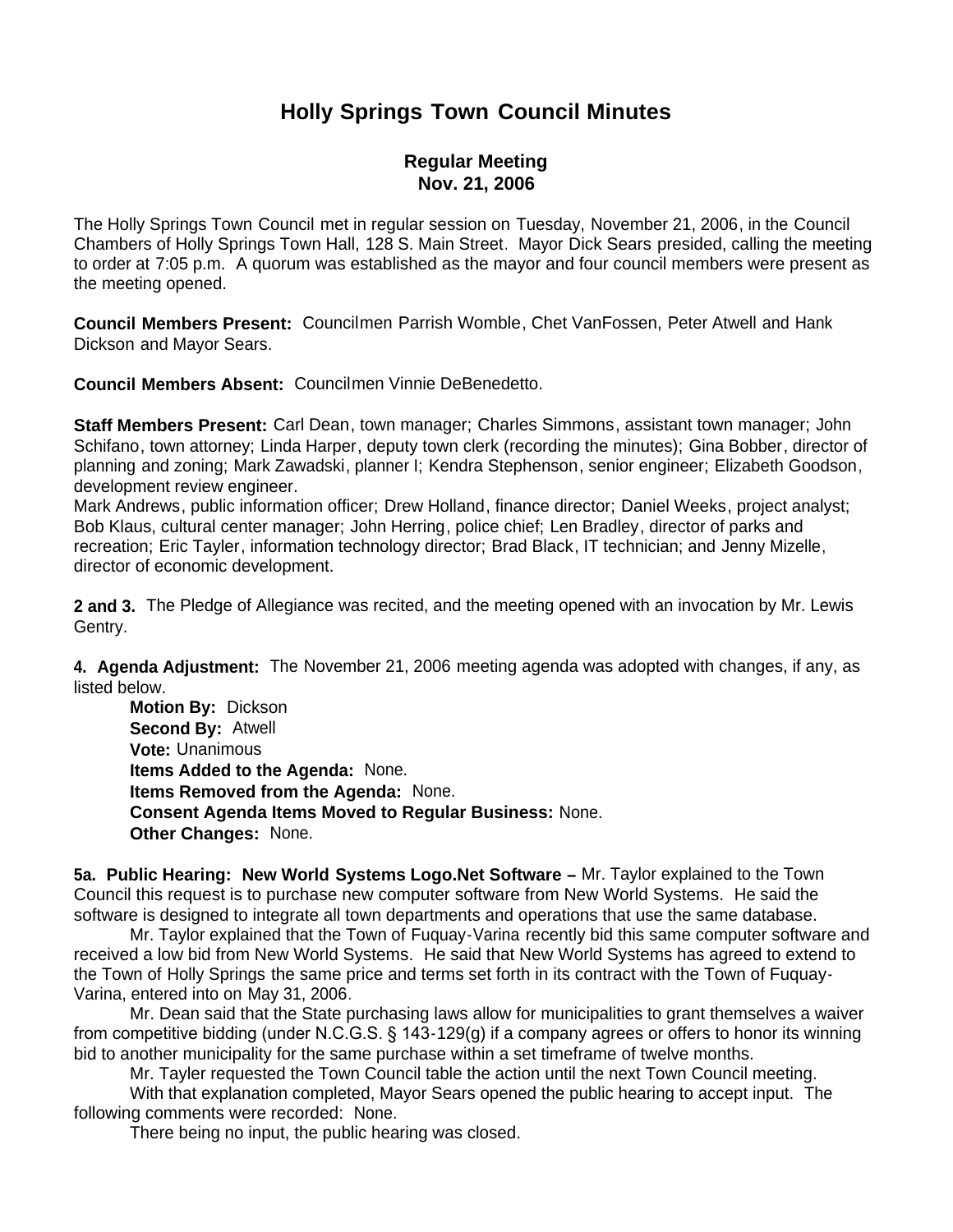# Holly Springs Town Council Minutes

## Regular Meeting
## Nov. 21, 2006

The Holly Springs Town Council met in regular session on Tuesday, November 21, 2006, in the Council Chambers of Holly Springs Town Hall, 128 S. Main Street. Mayor Dick Sears presided, calling the meeting to order at 7:05 p.m. A quorum was established as the mayor and four council members were present as the meeting opened.

**Council Members Present:** Councilmen Parrish Womble, Chet VanFossen, Peter Atwell and Hank Dickson and Mayor Sears.

**Council Members Absent:** Councilmen Vinnie DeBenedetto.

**Staff Members Present:** Carl Dean, town manager; Charles Simmons, assistant town manager; John Schifano, town attorney; Linda Harper, deputy town clerk (recording the minutes); Gina Bobber, director of planning and zoning; Mark Zawadski, planner I; Kendra Stephenson, senior engineer; Elizabeth Goodson, development review engineer.
Mark Andrews, public information officer; Drew Holland, finance director; Daniel Weeks, project analyst; Bob Klaus, cultural center manager; John Herring, police chief; Len Bradley, director of parks and recreation; Eric Tayler, information technology director; Brad Black, IT technician; and Jenny Mizelle, director of economic development.

**2 and 3.** The Pledge of Allegiance was recited, and the meeting opened with an invocation by Mr. Lewis Gentry.

**4. Agenda Adjustment:** The November 21, 2006 meeting agenda was adopted with changes, if any, as listed below.

**Motion By:** Dickson
**Second By:** Atwell
**Vote:** Unanimous
**Items Added to the Agenda:** None.
**Items Removed from the Agenda:** None.
**Consent Agenda Items Moved to Regular Business:** None.
**Other Changes:** None.

**5a. Public Hearing: New World Systems Logo.Net Software –** Mr. Taylor explained to the Town Council this request is to purchase new computer software from New World Systems. He said the software is designed to integrate all town departments and operations that use the same database.

Mr. Taylor explained that the Town of Fuquay-Varina recently bid this same computer software and received a low bid from New World Systems. He said that New World Systems has agreed to extend to the Town of Holly Springs the same price and terms set forth in its contract with the Town of Fuquay-Varina, entered into on May 31, 2006.

Mr. Dean said that the State purchasing laws allow for municipalities to grant themselves a waiver from competitive bidding (under N.C.G.S. § 143-129(g) if a company agrees or offers to honor its winning bid to another municipality for the same purchase within a set timeframe of twelve months.

Mr. Tayler requested the Town Council table the action until the next Town Council meeting.

With that explanation completed, Mayor Sears opened the public hearing to accept input. The following comments were recorded: None.

There being no input, the public hearing was closed.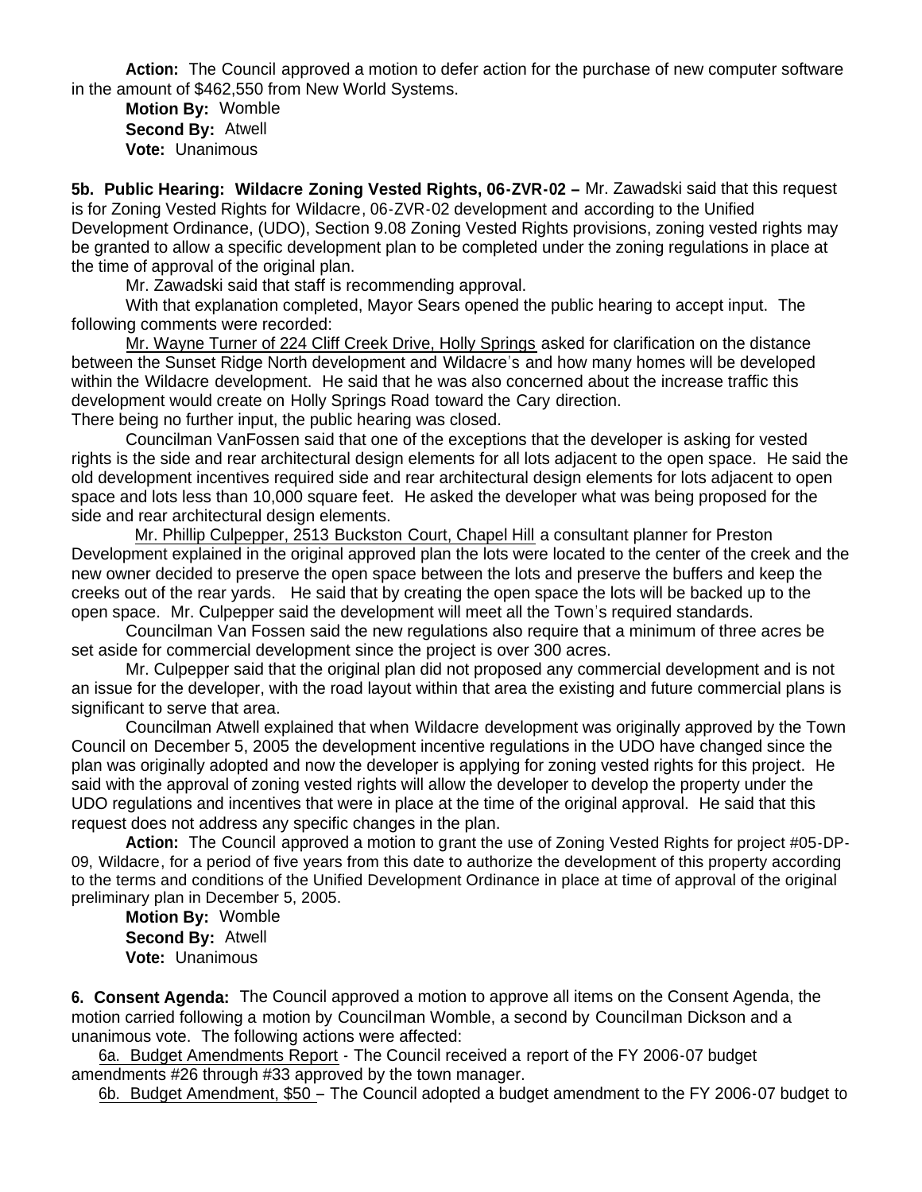**Action:** The Council approved a motion to defer action for the purchase of new computer software in the amount of $462,550 from New World Systems.

**Motion By:** Womble
**Second By:** Atwell
**Vote:** Unanimous

**5b. Public Hearing: Wildacre Zoning Vested Rights, 06-ZVR-02 –** Mr. Zawadski said that this request is for Zoning Vested Rights for Wildacre, 06-ZVR-02 development and according to the Unified Development Ordinance, (UDO), Section 9.08 Zoning Vested Rights provisions, zoning vested rights may be granted to allow a specific development plan to be completed under the zoning regulations in place at the time of approval of the original plan.

Mr. Zawadski said that staff is recommending approval.

With that explanation completed, Mayor Sears opened the public hearing to accept input. The following comments were recorded:

Mr. Wayne Turner of 224 Cliff Creek Drive, Holly Springs asked for clarification on the distance between the Sunset Ridge North development and Wildacre's and how many homes will be developed within the Wildacre development. He said that he was also concerned about the increase traffic this development would create on Holly Springs Road toward the Cary direction.

There being no further input, the public hearing was closed.

Councilman VanFossen said that one of the exceptions that the developer is asking for vested rights is the side and rear architectural design elements for all lots adjacent to the open space. He said the old development incentives required side and rear architectural design elements for lots adjacent to open space and lots less than 10,000 square feet. He asked the developer what was being proposed for the side and rear architectural design elements.

Mr. Phillip Culpepper, 2513 Buckston Court, Chapel Hill a consultant planner for Preston Development explained in the original approved plan the lots were located to the center of the creek and the new owner decided to preserve the open space between the lots and preserve the buffers and keep the creeks out of the rear yards. He said that by creating the open space the lots will be backed up to the open space. Mr. Culpepper said the development will meet all the Town's required standards.

Councilman Van Fossen said the new regulations also require that a minimum of three acres be set aside for commercial development since the project is over 300 acres.

Mr. Culpepper said that the original plan did not proposed any commercial development and is not an issue for the developer, with the road layout within that area the existing and future commercial plans is significant to serve that area.

Councilman Atwell explained that when Wildacre development was originally approved by the Town Council on December 5, 2005 the development incentive regulations in the UDO have changed since the plan was originally adopted and now the developer is applying for zoning vested rights for this project. He said with the approval of zoning vested rights will allow the developer to develop the property under the UDO regulations and incentives that were in place at the time of the original approval. He said that this request does not address any specific changes in the plan.

**Action:** The Council approved a motion to grant the use of Zoning Vested Rights for project #05-DP-09, Wildacre, for a period of five years from this date to authorize the development of this property according to the terms and conditions of the Unified Development Ordinance in place at time of approval of the original preliminary plan in December 5, 2005.

**Motion By:** Womble
**Second By:** Atwell
**Vote:** Unanimous

**6. Consent Agenda:** The Council approved a motion to approve all items on the Consent Agenda, the motion carried following a motion by Councilman Womble, a second by Councilman Dickson and a unanimous vote. The following actions were affected:

6a. Budget Amendments Report - The Council received a report of the FY 2006-07 budget amendments #26 through #33 approved by the town manager.

6b. Budget Amendment, $50 – The Council adopted a budget amendment to the FY 2006-07 budget to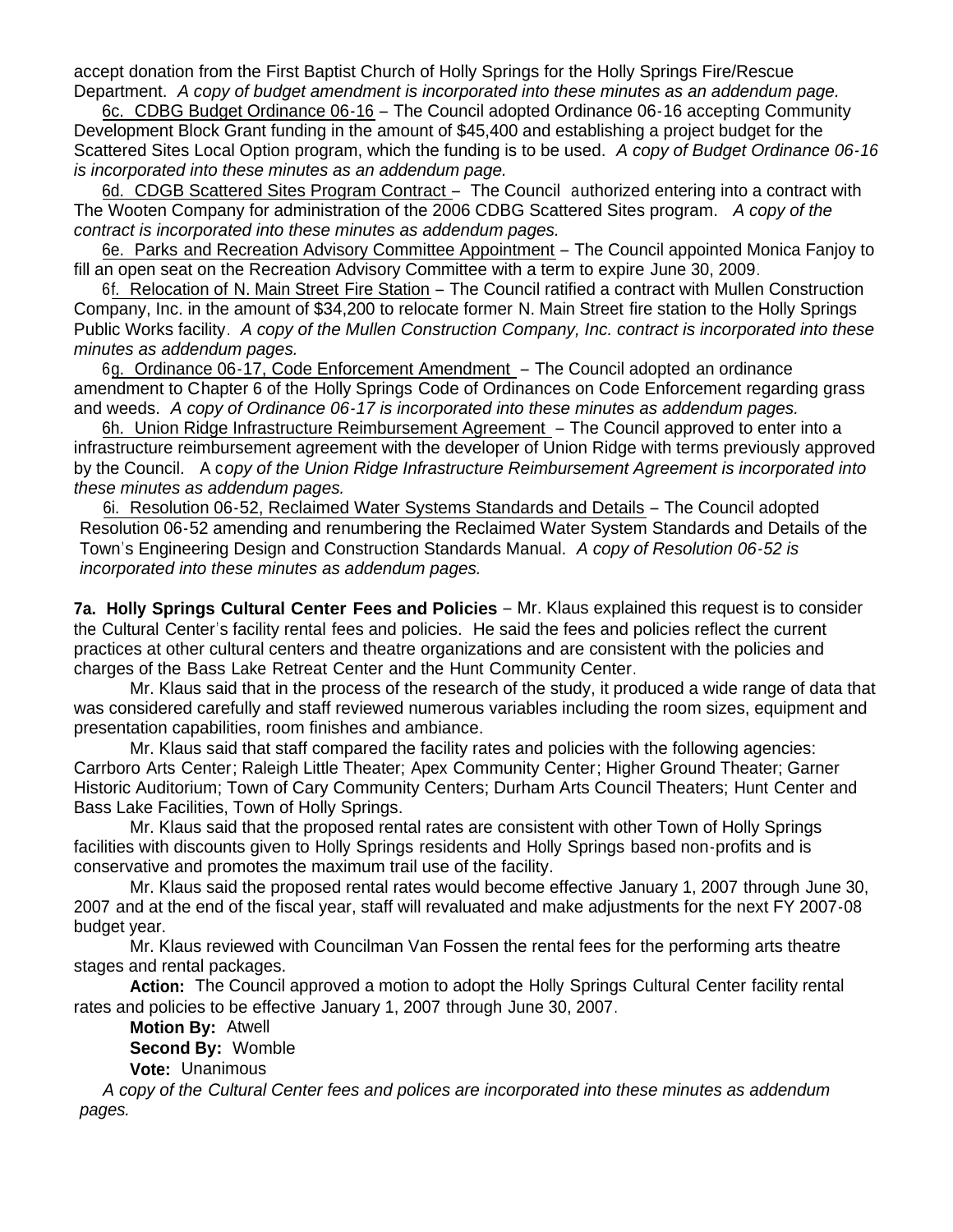accept donation from the First Baptist Church of Holly Springs for the Holly Springs Fire/Rescue Department. *A copy of budget amendment is incorporated into these minutes as an addendum page.*

6c. CDBG Budget Ordinance 06-16 – The Council adopted Ordinance 06-16 accepting Community Development Block Grant funding in the amount of $45,400 and establishing a project budget for the Scattered Sites Local Option program, which the funding is to be used. *A copy of Budget Ordinance 06-16 is incorporated into these minutes as an addendum page.*

6d. CDGB Scattered Sites Program Contract – The Council authorized entering into a contract with The Wooten Company for administration of the 2006 CDBG Scattered Sites program. *A copy of the contract is incorporated into these minutes as addendum pages.*

6e. Parks and Recreation Advisory Committee Appointment – The Council appointed Monica Fanjoy to fill an open seat on the Recreation Advisory Committee with a term to expire June 30, 2009.

6f. Relocation of N. Main Street Fire Station – The Council ratified a contract with Mullen Construction Company, Inc. in the amount of $34,200 to relocate former N. Main Street fire station to the Holly Springs Public Works facility. *A copy of the Mullen Construction Company, Inc. contract is incorporated into these minutes as addendum pages.*

6g. Ordinance 06-17, Code Enforcement Amendment – The Council adopted an ordinance amendment to Chapter 6 of the Holly Springs Code of Ordinances on Code Enforcement regarding grass and weeds. *A copy of Ordinance 06-17 is incorporated into these minutes as addendum pages.*

6h. Union Ridge Infrastructure Reimbursement Agreement – The Council approved to enter into a infrastructure reimbursement agreement with the developer of Union Ridge with terms previously approved by the Council. A c*opy of the Union Ridge Infrastructure Reimbursement Agreement is incorporated into these minutes as addendum pages.*

6i. Resolution 06-52, Reclaimed Water Systems Standards and Details – The Council adopted Resolution 06-52 amending and renumbering the Reclaimed Water System Standards and Details of the Town's Engineering Design and Construction Standards Manual. *A copy of Resolution 06-52 is incorporated into these minutes as addendum pages.*

**7a. Holly Springs Cultural Center Fees and Policies** – Mr. Klaus explained this request is to consider the Cultural Center's facility rental fees and policies. He said the fees and policies reflect the current practices at other cultural centers and theatre organizations and are consistent with the policies and charges of the Bass Lake Retreat Center and the Hunt Community Center.

Mr. Klaus said that in the process of the research of the study, it produced a wide range of data that was considered carefully and staff reviewed numerous variables including the room sizes, equipment and presentation capabilities, room finishes and ambiance.

Mr. Klaus said that staff compared the facility rates and policies with the following agencies: Carrboro Arts Center; Raleigh Little Theater; Apex Community Center; Higher Ground Theater; Garner Historic Auditorium; Town of Cary Community Centers; Durham Arts Council Theaters; Hunt Center and Bass Lake Facilities, Town of Holly Springs.

Mr. Klaus said that the proposed rental rates are consistent with other Town of Holly Springs facilities with discounts given to Holly Springs residents and Holly Springs based non-profits and is conservative and promotes the maximum trail use of the facility.

Mr. Klaus said the proposed rental rates would become effective January 1, 2007 through June 30, 2007 and at the end of the fiscal year, staff will revaluated and make adjustments for the next FY 2007-08 budget year.

Mr. Klaus reviewed with Councilman Van Fossen the rental fees for the performing arts theatre stages and rental packages.

**Action:** The Council approved a motion to adopt the Holly Springs Cultural Center facility rental rates and policies to be effective January 1, 2007 through June 30, 2007.

**Motion By:** Atwell

**Second By:** Womble

**Vote:** Unanimous

*A copy of the Cultural Center fees and polices are incorporated into these minutes as addendum pages.*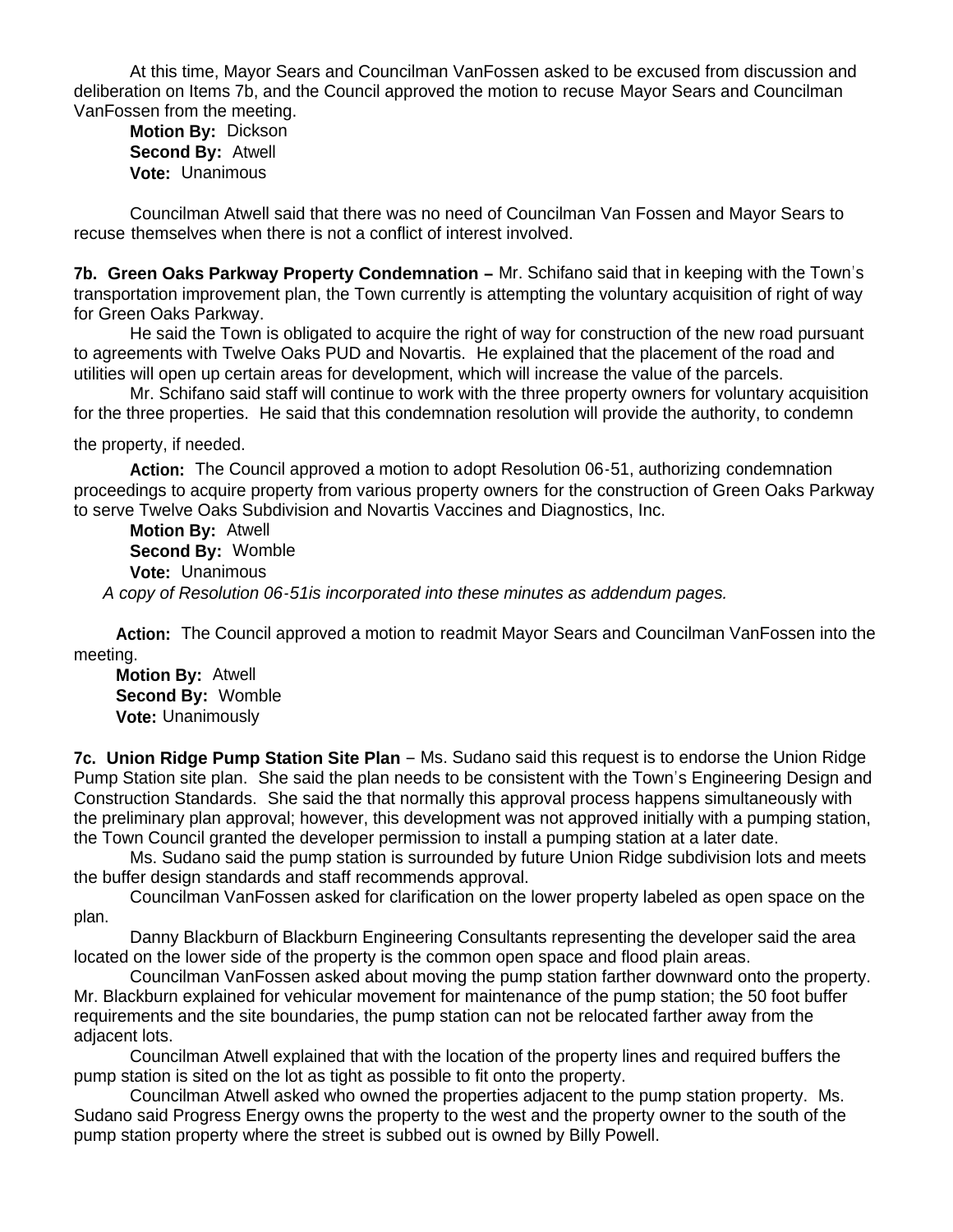At this time, Mayor Sears and Councilman VanFossen asked to be excused from discussion and deliberation on Items 7b, and the Council approved the motion to recuse Mayor Sears and Councilman VanFossen from the meeting.

**Motion By:** Dickson
**Second By:** Atwell
**Vote:** Unanimous

Councilman Atwell said that there was no need of Councilman Van Fossen and Mayor Sears to recuse themselves when there is not a conflict of interest involved.

**7b. Green Oaks Parkway Property Condemnation –** Mr. Schifano said that in keeping with the Town's transportation improvement plan, the Town currently is attempting the voluntary acquisition of right of way for Green Oaks Parkway.

He said the Town is obligated to acquire the right of way for construction of the new road pursuant to agreements with Twelve Oaks PUD and Novartis. He explained that the placement of the road and utilities will open up certain areas for development, which will increase the value of the parcels.

Mr. Schifano said staff will continue to work with the three property owners for voluntary acquisition for the three properties. He said that this condemnation resolution will provide the authority, to condemn the property, if needed.

**Action:** The Council approved a motion to adopt Resolution 06-51, authorizing condemnation proceedings to acquire property from various property owners for the construction of Green Oaks Parkway to serve Twelve Oaks Subdivision and Novartis Vaccines and Diagnostics, Inc.

**Motion By:** Atwell
**Second By:** Womble
**Vote:** Unanimous

*A copy of Resolution 06-51is incorporated into these minutes as addendum pages.*

**Action:** The Council approved a motion to readmit Mayor Sears and Councilman VanFossen into the meeting.

**Motion By:** Atwell
**Second By:** Womble
**Vote:** Unanimously

**7c. Union Ridge Pump Station Site Plan** – Ms. Sudano said this request is to endorse the Union Ridge Pump Station site plan. She said the plan needs to be consistent with the Town's Engineering Design and Construction Standards. She said the that normally this approval process happens simultaneously with the preliminary plan approval; however, this development was not approved initially with a pumping station, the Town Council granted the developer permission to install a pumping station at a later date.

Ms. Sudano said the pump station is surrounded by future Union Ridge subdivision lots and meets the buffer design standards and staff recommends approval.

Councilman VanFossen asked for clarification on the lower property labeled as open space on the plan.

Danny Blackburn of Blackburn Engineering Consultants representing the developer said the area located on the lower side of the property is the common open space and flood plain areas.

Councilman VanFossen asked about moving the pump station farther downward onto the property. Mr. Blackburn explained for vehicular movement for maintenance of the pump station; the 50 foot buffer requirements and the site boundaries, the pump station can not be relocated farther away from the adjacent lots.

Councilman Atwell explained that with the location of the property lines and required buffers the pump station is sited on the lot as tight as possible to fit onto the property.

Councilman Atwell asked who owned the properties adjacent to the pump station property. Ms. Sudano said Progress Energy owns the property to the west and the property owner to the south of the pump station property where the street is subbed out is owned by Billy Powell.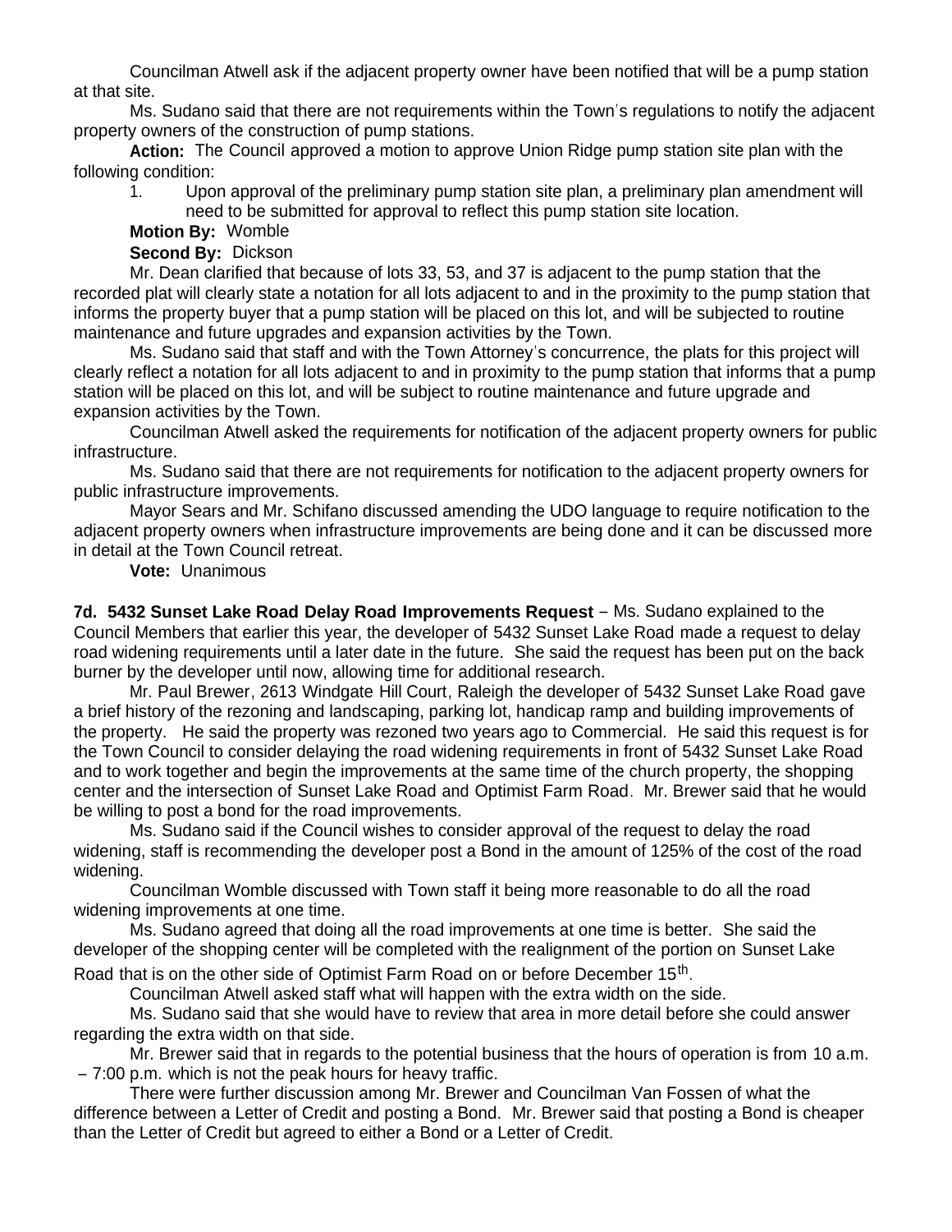Councilman Atwell ask if the adjacent property owner have been notified that will be a pump station at that site.

Ms. Sudano said that there are not requirements within the Town's regulations to notify the adjacent property owners of the construction of pump stations.

**Action:** The Council approved a motion to approve Union Ridge pump station site plan with the following condition:

1. Upon approval of the preliminary pump station site plan, a preliminary plan amendment will need to be submitted for approval to reflect this pump station site location.

**Motion By:** Womble

**Second By:** Dickson

Mr. Dean clarified that because of lots 33, 53, and 37 is adjacent to the pump station that the recorded plat will clearly state a notation for all lots adjacent to and in the proximity to the pump station that informs the property buyer that a pump station will be placed on this lot, and will be subjected to routine maintenance and future upgrades and expansion activities by the Town.

Ms. Sudano said that staff and with the Town Attorney's concurrence, the plats for this project will clearly reflect a notation for all lots adjacent to and in proximity to the pump station that informs that a pump station will be placed on this lot, and will be subject to routine maintenance and future upgrade and expansion activities by the Town.

Councilman Atwell asked the requirements for notification of the adjacent property owners for public infrastructure.

Ms. Sudano said that there are not requirements for notification to the adjacent property owners for public infrastructure improvements.

Mayor Sears and Mr. Schifano discussed amending the UDO language to require notification to the adjacent property owners when infrastructure improvements are being done and it can be discussed more in detail at the Town Council retreat.

**Vote:** Unanimous

**7d. 5432 Sunset Lake Road Delay Road Improvements Request** – Ms. Sudano explained to the Council Members that earlier this year, the developer of 5432 Sunset Lake Road made a request to delay road widening requirements until a later date in the future. She said the request has been put on the back burner by the developer until now, allowing time for additional research.

Mr. Paul Brewer, 2613 Windgate Hill Court, Raleigh the developer of 5432 Sunset Lake Road gave a brief history of the rezoning and landscaping, parking lot, handicap ramp and building improvements of the property. He said the property was rezoned two years ago to Commercial. He said this request is for the Town Council to consider delaying the road widening requirements in front of 5432 Sunset Lake Road and to work together and begin the improvements at the same time of the church property, the shopping center and the intersection of Sunset Lake Road and Optimist Farm Road. Mr. Brewer said that he would be willing to post a bond for the road improvements.

Ms. Sudano said if the Council wishes to consider approval of the request to delay the road widening, staff is recommending the developer post a Bond in the amount of 125% of the cost of the road widening.

Councilman Womble discussed with Town staff it being more reasonable to do all the road widening improvements at one time.

Ms. Sudano agreed that doing all the road improvements at one time is better. She said the developer of the shopping center will be completed with the realignment of the portion on Sunset Lake Road that is on the other side of Optimist Farm Road on or before December 15th.

Councilman Atwell asked staff what will happen with the extra width on the side.

Ms. Sudano said that she would have to review that area in more detail before she could answer regarding the extra width on that side.

Mr. Brewer said that in regards to the potential business that the hours of operation is from 10 a.m. – 7:00 p.m. which is not the peak hours for heavy traffic.

There were further discussion among Mr. Brewer and Councilman Van Fossen of what the difference between a Letter of Credit and posting a Bond. Mr. Brewer said that posting a Bond is cheaper than the Letter of Credit but agreed to either a Bond or a Letter of Credit.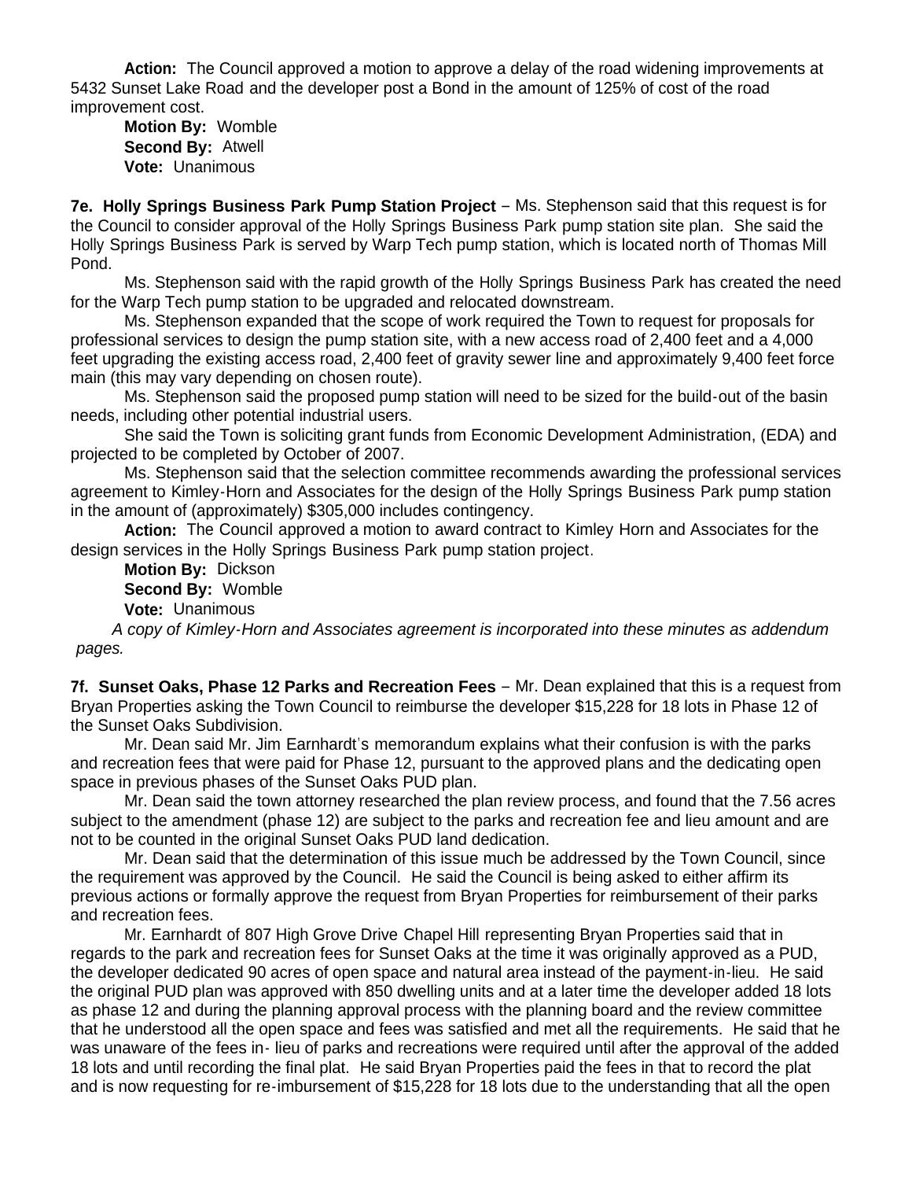**Action:** The Council approved a motion to approve a delay of the road widening improvements at 5432 Sunset Lake Road and the developer post a Bond in the amount of 125% of cost of the road improvement cost.

**Motion By:** Womble
**Second By:** Atwell
**Vote:** Unanimous

**7e. Holly Springs Business Park Pump Station Project** – Ms. Stephenson said that this request is for the Council to consider approval of the Holly Springs Business Park pump station site plan. She said the Holly Springs Business Park is served by Warp Tech pump station, which is located north of Thomas Mill Pond.

Ms. Stephenson said with the rapid growth of the Holly Springs Business Park has created the need for the Warp Tech pump station to be upgraded and relocated downstream.

Ms. Stephenson expanded that the scope of work required the Town to request for proposals for professional services to design the pump station site, with a new access road of 2,400 feet and a 4,000 feet upgrading the existing access road, 2,400 feet of gravity sewer line and approximately 9,400 feet force main (this may vary depending on chosen route).

Ms. Stephenson said the proposed pump station will need to be sized for the build-out of the basin needs, including other potential industrial users.

She said the Town is soliciting grant funds from Economic Development Administration, (EDA) and projected to be completed by October of 2007.

Ms. Stephenson said that the selection committee recommends awarding the professional services agreement to Kimley-Horn and Associates for the design of the Holly Springs Business Park pump station in the amount of (approximately) $305,000 includes contingency.

**Action:** The Council approved a motion to award contract to Kimley Horn and Associates for the design services in the Holly Springs Business Park pump station project.

**Motion By:** Dickson
**Second By:** Womble
**Vote:** Unanimous

*A copy of Kimley-Horn and Associates agreement is incorporated into these minutes as addendum pages.*

**7f. Sunset Oaks, Phase 12 Parks and Recreation Fees** – Mr. Dean explained that this is a request from Bryan Properties asking the Town Council to reimburse the developer $15,228 for 18 lots in Phase 12 of the Sunset Oaks Subdivision.

Mr. Dean said Mr. Jim Earnhardt's memorandum explains what their confusion is with the parks and recreation fees that were paid for Phase 12, pursuant to the approved plans and the dedicating open space in previous phases of the Sunset Oaks PUD plan.

Mr. Dean said the town attorney researched the plan review process, and found that the 7.56 acres subject to the amendment (phase 12) are subject to the parks and recreation fee and lieu amount and are not to be counted in the original Sunset Oaks PUD land dedication.

Mr. Dean said that the determination of this issue much be addressed by the Town Council, since the requirement was approved by the Council. He said the Council is being asked to either affirm its previous actions or formally approve the request from Bryan Properties for reimbursement of their parks and recreation fees.

Mr. Earnhardt of 807 High Grove Drive Chapel Hill representing Bryan Properties said that in regards to the park and recreation fees for Sunset Oaks at the time it was originally approved as a PUD, the developer dedicated 90 acres of open space and natural area instead of the payment-in-lieu. He said the original PUD plan was approved with 850 dwelling units and at a later time the developer added 18 lots as phase 12 and during the planning approval process with the planning board and the review committee that he understood all the open space and fees was satisfied and met all the requirements. He said that he was unaware of the fees in- lieu of parks and recreations were required until after the approval of the added 18 lots and until recording the final plat. He said Bryan Properties paid the fees in that to record the plat and is now requesting for re-imbursement of $15,228 for 18 lots due to the understanding that all the open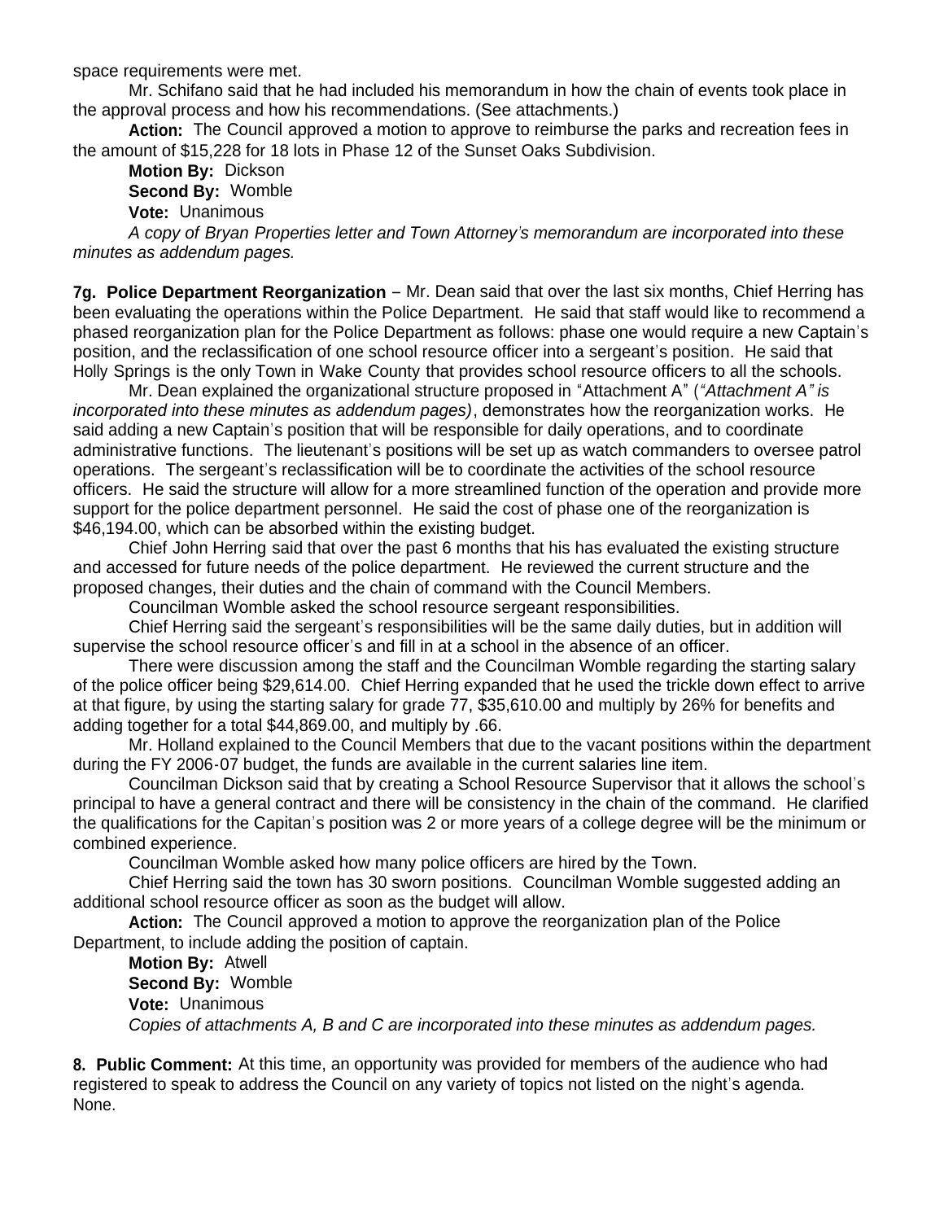space requirements were met.

Mr. Schifano said that he had included his memorandum in how the chain of events took place in the approval process and how his recommendations. (See attachments.)

**Action:** The Council approved a motion to approve to reimburse the parks and recreation fees in the amount of $15,228 for 18 lots in Phase 12 of the Sunset Oaks Subdivision.

**Motion By:** Dickson
**Second By:** Womble
**Vote:** Unanimous

*A copy of Bryan Properties letter and Town Attorney's memorandum are incorporated into these minutes as addendum pages.*

**7g. Police Department Reorganization** – Mr. Dean said that over the last six months, Chief Herring has been evaluating the operations within the Police Department. He said that staff would like to recommend a phased reorganization plan for the Police Department as follows: phase one would require a new Captain's position, and the reclassification of one school resource officer into a sergeant's position. He said that Holly Springs is the only Town in Wake County that provides school resource officers to all the schools.

Mr. Dean explained the organizational structure proposed in "Attachment A" (*"Attachment A" is incorporated into these minutes as addendum pages)*, demonstrates how the reorganization works. He said adding a new Captain's position that will be responsible for daily operations, and to coordinate administrative functions. The lieutenant's positions will be set up as watch commanders to oversee patrol operations. The sergeant's reclassification will be to coordinate the activities of the school resource officers. He said the structure will allow for a more streamlined function of the operation and provide more support for the police department personnel. He said the cost of phase one of the reorganization is $46,194.00, which can be absorbed within the existing budget.

Chief John Herring said that over the past 6 months that his has evaluated the existing structure and accessed for future needs of the police department. He reviewed the current structure and the proposed changes, their duties and the chain of command with the Council Members.

Councilman Womble asked the school resource sergeant responsibilities.

Chief Herring said the sergeant's responsibilities will be the same daily duties, but in addition will supervise the school resource officer's and fill in at a school in the absence of an officer.

There were discussion among the staff and the Councilman Womble regarding the starting salary of the police officer being $29,614.00. Chief Herring expanded that he used the trickle down effect to arrive at that figure, by using the starting salary for grade 77, $35,610.00 and multiply by 26% for benefits and adding together for a total $44,869.00, and multiply by .66.

Mr. Holland explained to the Council Members that due to the vacant positions within the department during the FY 2006-07 budget, the funds are available in the current salaries line item.

Councilman Dickson said that by creating a School Resource Supervisor that it allows the school's principal to have a general contract and there will be consistency in the chain of the command. He clarified the qualifications for the Capitan's position was 2 or more years of a college degree will be the minimum or combined experience.

Councilman Womble asked how many police officers are hired by the Town.

Chief Herring said the town has 30 sworn positions. Councilman Womble suggested adding an additional school resource officer as soon as the budget will allow.

**Action:** The Council approved a motion to approve the reorganization plan of the Police Department, to include adding the position of captain.

**Motion By:** Atwell
**Second By:** Womble
**Vote:** Unanimous

*Copies of attachments A, B and C are incorporated into these minutes as addendum pages.*

**8. Public Comment:** At this time, an opportunity was provided for members of the audience who had registered to speak to address the Council on any variety of topics not listed on the night's agenda. None.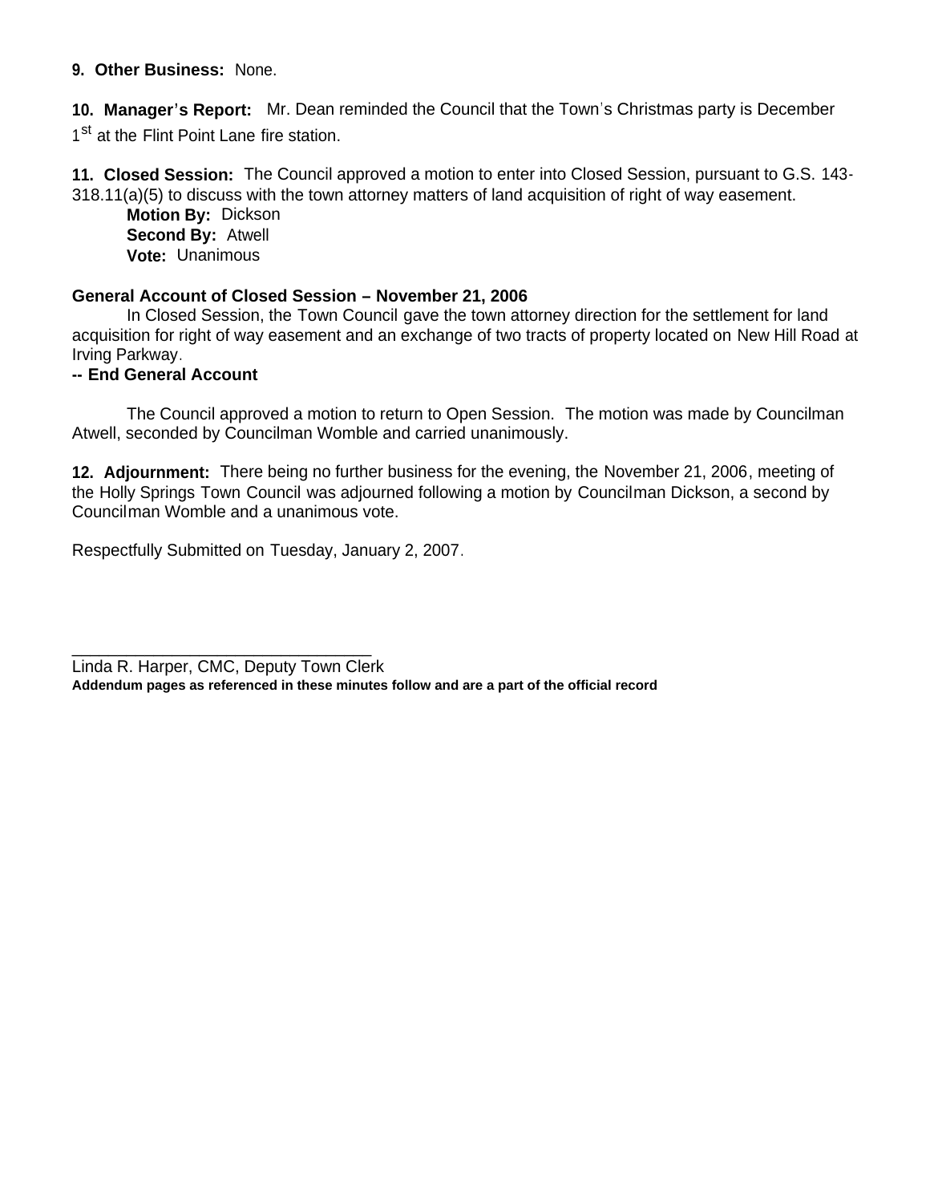**9. Other Business:** None.

**10. Manager's Report:** Mr. Dean reminded the Council that the Town's Christmas party is December 1st at the Flint Point Lane fire station.

**11. Closed Session:** The Council approved a motion to enter into Closed Session, pursuant to G.S. 143-318.11(a)(5) to discuss with the town attorney matters of land acquisition of right of way easement.

**Motion By:** Dickson
**Second By:** Atwell
**Vote:** Unanimous

**General Account of Closed Session – November 21, 2006**

In Closed Session, the Town Council gave the town attorney direction for the settlement for land acquisition for right of way easement and an exchange of two tracts of property located on New Hill Road at Irving Parkway.

**-- End General Account**

The Council approved a motion to return to Open Session. The motion was made by Councilman Atwell, seconded by Councilman Womble and carried unanimously.

**12. Adjournment:** There being no further business for the evening, the November 21, 2006, meeting of the Holly Springs Town Council was adjourned following a motion by Councilman Dickson, a second by Councilman Womble and a unanimous vote.

Respectfully Submitted on Tuesday, January 2, 2007.

_______________________________
Linda R. Harper, CMC, Deputy Town Clerk

**Addendum pages as referenced in these minutes follow and are a part of the official record**